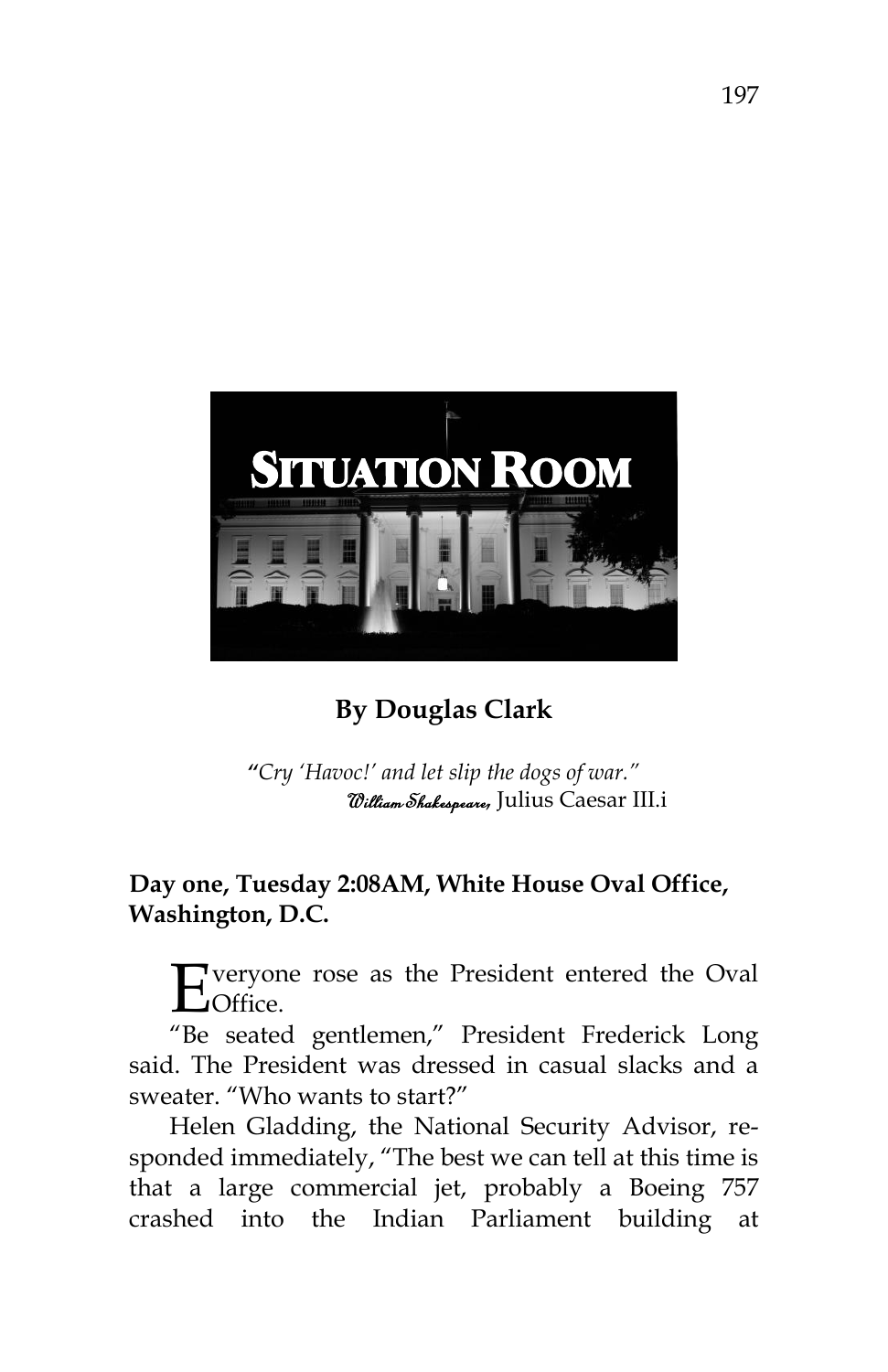# SITUATION ROOM

**By Douglas Clark**

*"Cry 'Havoc!' and let slip the dogs of war."*
*William Shakespeare,* Julius Caesar III.i

**Day one, Tuesday 2:08AM, White House Oval Office, Washington, D.C.**

Everyone rose as the President entered the Oval Office.

"Be seated gentlemen," President Frederick Long said. The President was dressed in casual slacks and a sweater. "Who wants to start?"

Helen Gladding, the National Security Advisor, responded immediately, "The best we can tell at this time is that a large commercial jet, probably a Boeing 757 crashed into the Indian Parliament building at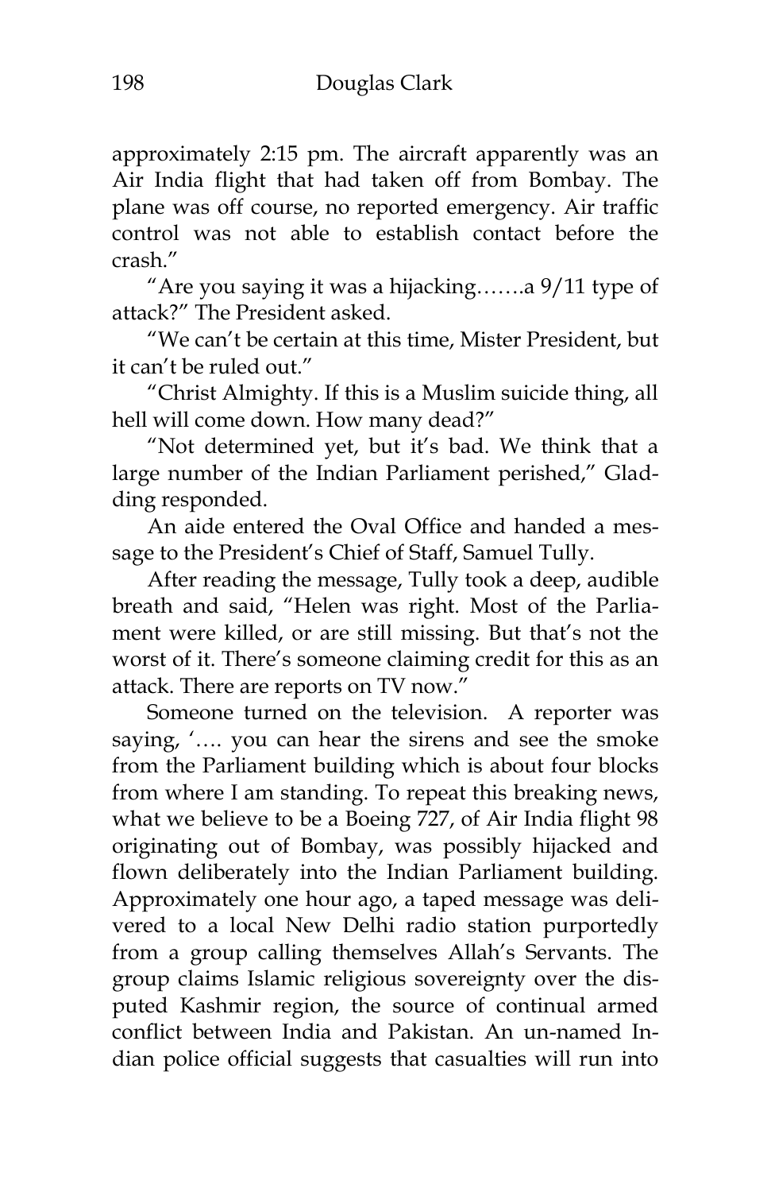approximately 2:15 pm. The aircraft apparently was an Air India flight that had taken off from Bombay. The plane was off course, no reported emergency. Air traffic control was not able to establish contact before the crash."

"Are you saying it was a hijacking…….a 9/11 type of attack?" The President asked.

"We can't be certain at this time, Mister President, but it can't be ruled out."

"Christ Almighty. If this is a Muslim suicide thing, all hell will come down. How many dead?"

"Not determined yet, but it's bad. We think that a large number of the Indian Parliament perished," Gladding responded.

An aide entered the Oval Office and handed a message to the President's Chief of Staff, Samuel Tully.

After reading the message, Tully took a deep, audible breath and said, "Helen was right. Most of the Parliament were killed, or are still missing. But that's not the worst of it. There's someone claiming credit for this as an attack. There are reports on TV now."

Someone turned on the television. A reporter was saying, '…. you can hear the sirens and see the smoke from the Parliament building which is about four blocks from where I am standing. To repeat this breaking news, what we believe to be a Boeing 727, of Air India flight 98 originating out of Bombay, was possibly hijacked and flown deliberately into the Indian Parliament building. Approximately one hour ago, a taped message was delivered to a local New Delhi radio station purportedly from a group calling themselves Allah's Servants. The group claims Islamic religious sovereignty over the disputed Kashmir region, the source of continual armed conflict between India and Pakistan. An un-named Indian police official suggests that casualties will run into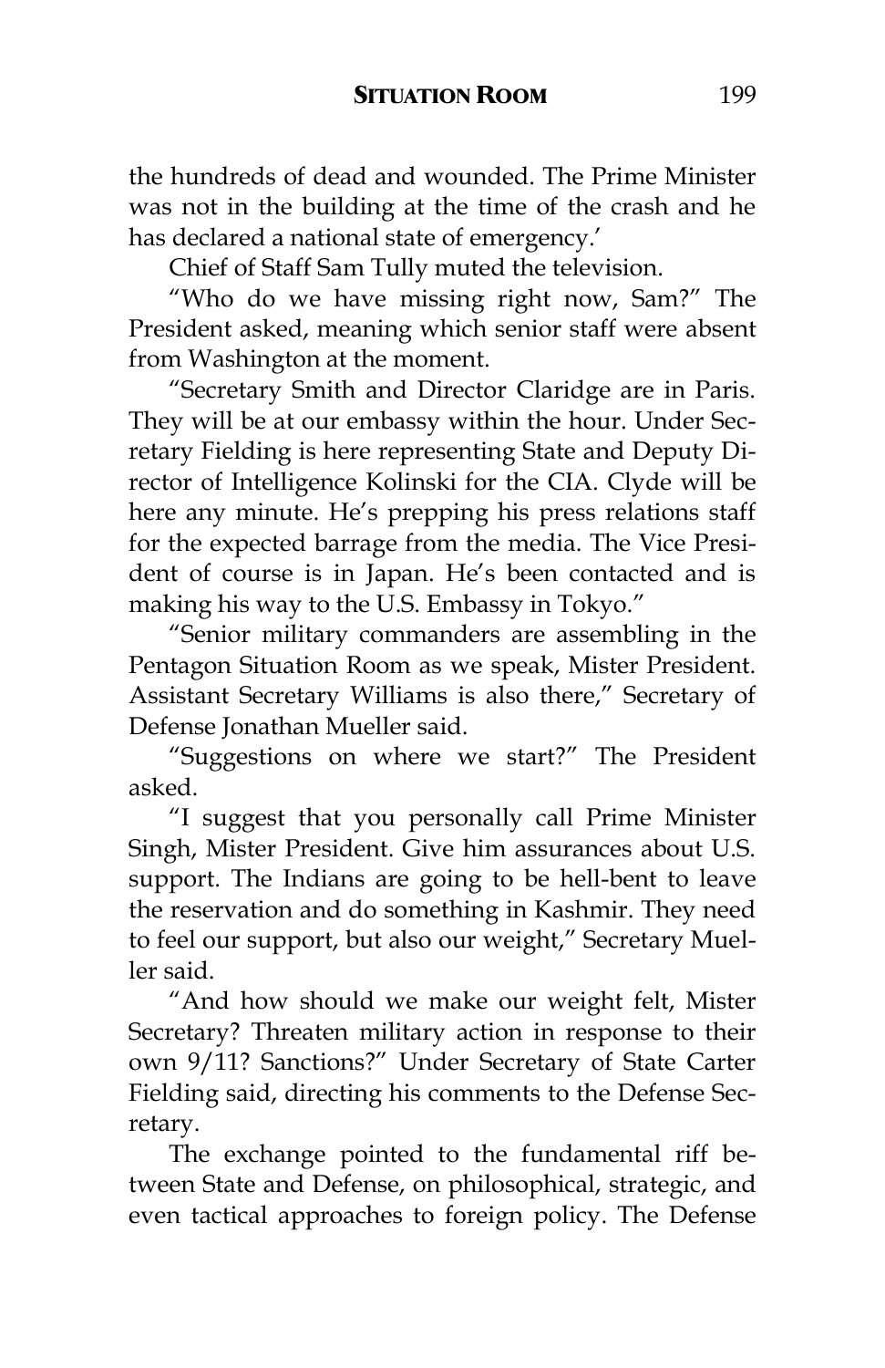the hundreds of dead and wounded. The Prime Minister was not in the building at the time of the crash and he has declared a national state of emergency.'

Chief of Staff Sam Tully muted the television.

"Who do we have missing right now, Sam?" The President asked, meaning which senior staff were absent from Washington at the moment.

"Secretary Smith and Director Claridge are in Paris. They will be at our embassy within the hour. Under Secretary Fielding is here representing State and Deputy Director of Intelligence Kolinski for the CIA. Clyde will be here any minute. He's prepping his press relations staff for the expected barrage from the media. The Vice President of course is in Japan. He's been contacted and is making his way to the U.S. Embassy in Tokyo."

"Senior military commanders are assembling in the Pentagon Situation Room as we speak, Mister President. Assistant Secretary Williams is also there," Secretary of Defense Jonathan Mueller said.

"Suggestions on where we start?" The President asked.

"I suggest that you personally call Prime Minister Singh, Mister President. Give him assurances about U.S. support. The Indians are going to be hell-bent to leave the reservation and do something in Kashmir. They need to feel our support, but also our weight," Secretary Mueller said.

"And how should we make our weight felt, Mister Secretary? Threaten military action in response to their own 9/11? Sanctions?" Under Secretary of State Carter Fielding said, directing his comments to the Defense Secretary.

The exchange pointed to the fundamental riff between State and Defense, on philosophical, strategic, and even tactical approaches to foreign policy. The Defense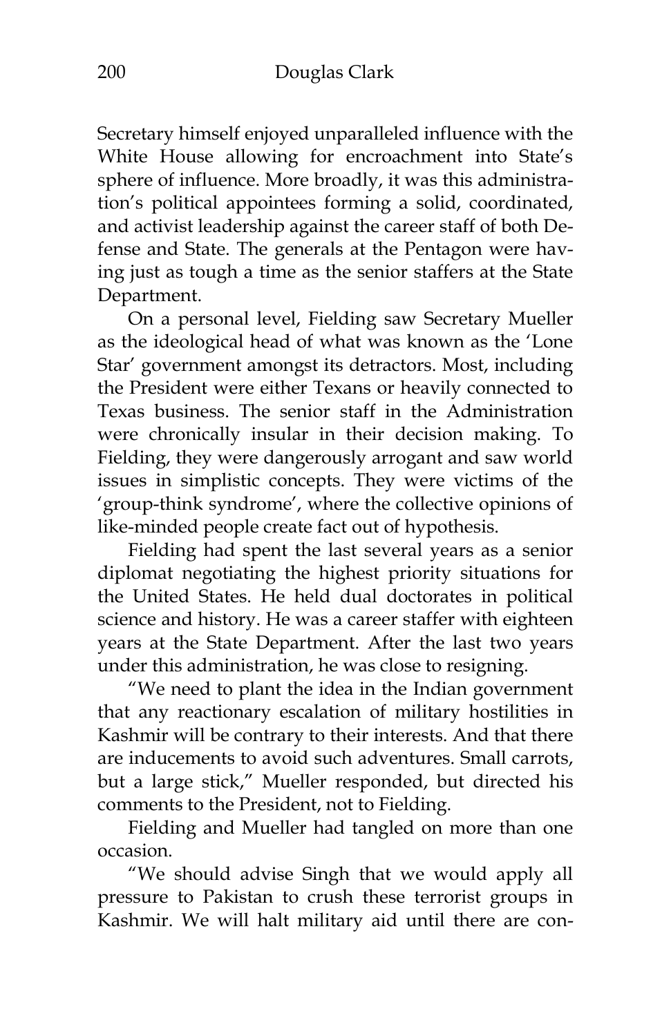Secretary himself enjoyed unparalleled influence with the White House allowing for encroachment into State's sphere of influence. More broadly, it was this administration's political appointees forming a solid, coordinated, and activist leadership against the career staff of both Defense and State. The generals at the Pentagon were having just as tough a time as the senior staffers at the State Department.

On a personal level, Fielding saw Secretary Mueller as the ideological head of what was known as the 'Lone Star' government amongst its detractors. Most, including the President were either Texans or heavily connected to Texas business. The senior staff in the Administration were chronically insular in their decision making. To Fielding, they were dangerously arrogant and saw world issues in simplistic concepts. They were victims of the 'group-think syndrome', where the collective opinions of like-minded people create fact out of hypothesis.

Fielding had spent the last several years as a senior diplomat negotiating the highest priority situations for the United States. He held dual doctorates in political science and history. He was a career staffer with eighteen years at the State Department. After the last two years under this administration, he was close to resigning.

"We need to plant the idea in the Indian government that any reactionary escalation of military hostilities in Kashmir will be contrary to their interests. And that there are inducements to avoid such adventures. Small carrots, but a large stick," Mueller responded, but directed his comments to the President, not to Fielding.

Fielding and Mueller had tangled on more than one occasion.

"We should advise Singh that we would apply all pressure to Pakistan to crush these terrorist groups in Kashmir. We will halt military aid until there are con-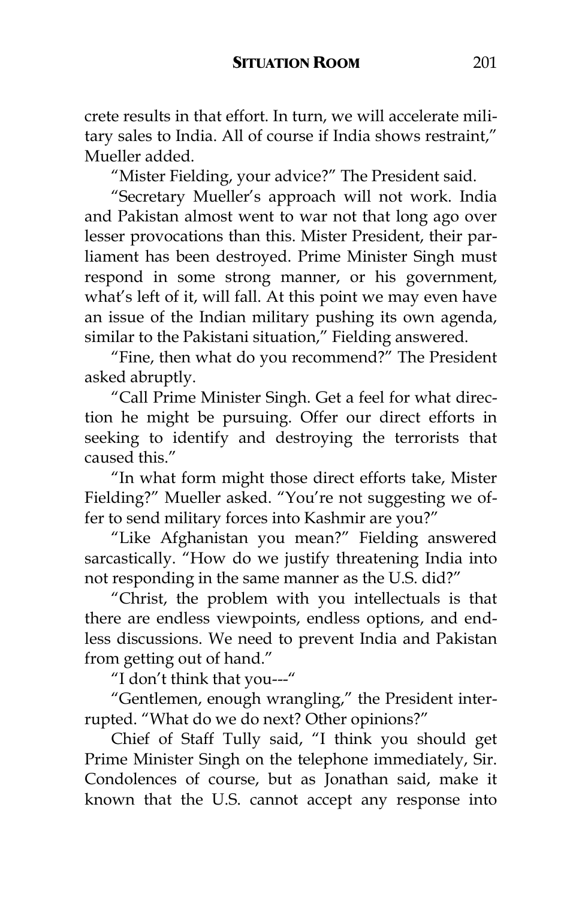crete results in that effort. In turn, we will accelerate military sales to India. All of course if India shows restraint," Mueller added.

"Mister Fielding, your advice?" The President said.

"Secretary Mueller's approach will not work. India and Pakistan almost went to war not that long ago over lesser provocations than this. Mister President, their parliament has been destroyed. Prime Minister Singh must respond in some strong manner, or his government, what's left of it, will fall. At this point we may even have an issue of the Indian military pushing its own agenda, similar to the Pakistani situation," Fielding answered.

"Fine, then what do you recommend?" The President asked abruptly.

"Call Prime Minister Singh. Get a feel for what direction he might be pursuing. Offer our direct efforts in seeking to identify and destroying the terrorists that caused this."

"In what form might those direct efforts take, Mister Fielding?" Mueller asked. "You're not suggesting we offer to send military forces into Kashmir are you?"

"Like Afghanistan you mean?" Fielding answered sarcastically. "How do we justify threatening India into not responding in the same manner as the U.S. did?"

"Christ, the problem with you intellectuals is that there are endless viewpoints, endless options, and endless discussions. We need to prevent India and Pakistan from getting out of hand."

"I don't think that you---"

"Gentlemen, enough wrangling," the President interrupted. "What do we do next? Other opinions?"

Chief of Staff Tully said, "I think you should get Prime Minister Singh on the telephone immediately, Sir. Condolences of course, but as Jonathan said, make it known that the U.S. cannot accept any response into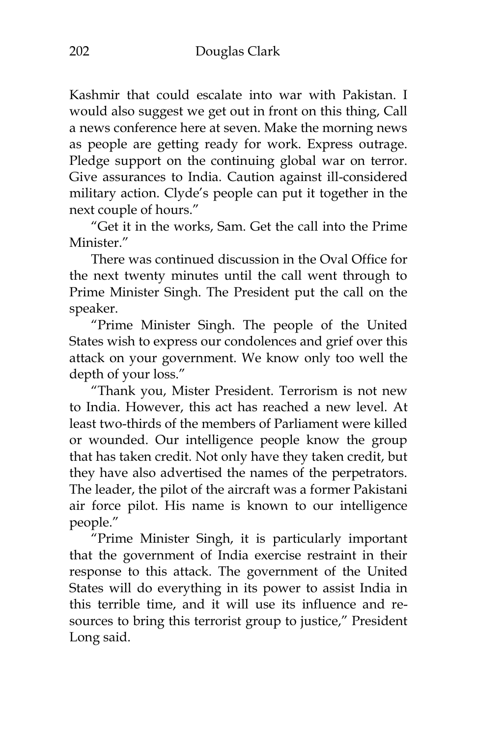Kashmir that could escalate into war with Pakistan. I would also suggest we get out in front on this thing, Call a news conference here at seven. Make the morning news as people are getting ready for work. Express outrage. Pledge support on the continuing global war on terror. Give assurances to India. Caution against ill-considered military action. Clyde's people can put it together in the next couple of hours."

"Get it in the works, Sam. Get the call into the Prime Minister."

There was continued discussion in the Oval Office for the next twenty minutes until the call went through to Prime Minister Singh. The President put the call on the speaker.

"Prime Minister Singh. The people of the United States wish to express our condolences and grief over this attack on your government. We know only too well the depth of your loss."

"Thank you, Mister President. Terrorism is not new to India. However, this act has reached a new level. At least two-thirds of the members of Parliament were killed or wounded. Our intelligence people know the group that has taken credit. Not only have they taken credit, but they have also advertised the names of the perpetrators. The leader, the pilot of the aircraft was a former Pakistani air force pilot. His name is known to our intelligence people."

"Prime Minister Singh, it is particularly important that the government of India exercise restraint in their response to this attack. The government of the United States will do everything in its power to assist India in this terrible time, and it will use its influence and resources to bring this terrorist group to justice," President Long said.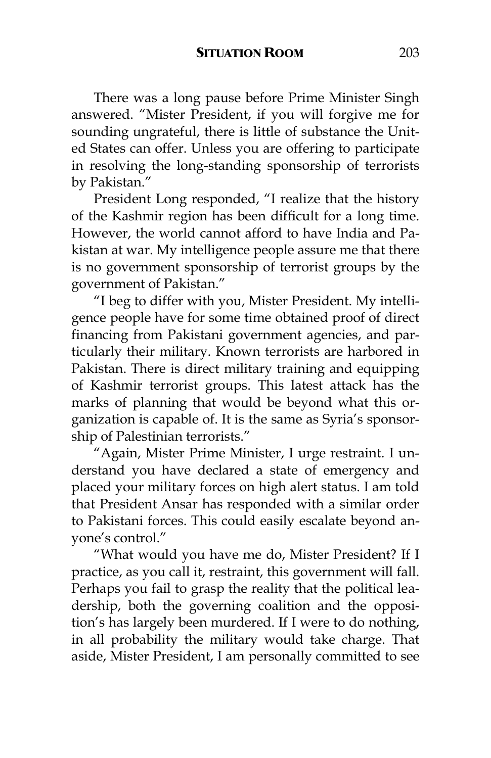There was a long pause before Prime Minister Singh answered. "Mister President, if you will forgive me for sounding ungrateful, there is little of substance the United States can offer. Unless you are offering to participate in resolving the long-standing sponsorship of terrorists by Pakistan."

President Long responded, "I realize that the history of the Kashmir region has been difficult for a long time. However, the world cannot afford to have India and Pakistan at war. My intelligence people assure me that there is no government sponsorship of terrorist groups by the government of Pakistan."

"I beg to differ with you, Mister President. My intelligence people have for some time obtained proof of direct financing from Pakistani government agencies, and particularly their military. Known terrorists are harbored in Pakistan. There is direct military training and equipping of Kashmir terrorist groups. This latest attack has the marks of planning that would be beyond what this organization is capable of. It is the same as Syria's sponsorship of Palestinian terrorists."

"Again, Mister Prime Minister, I urge restraint. I understand you have declared a state of emergency and placed your military forces on high alert status. I am told that President Ansar has responded with a similar order to Pakistani forces. This could easily escalate beyond anyone's control."

"What would you have me do, Mister President? If I practice, as you call it, restraint, this government will fall. Perhaps you fail to grasp the reality that the political leadership, both the governing coalition and the opposition's has largely been murdered. If I were to do nothing, in all probability the military would take charge. That aside, Mister President, I am personally committed to see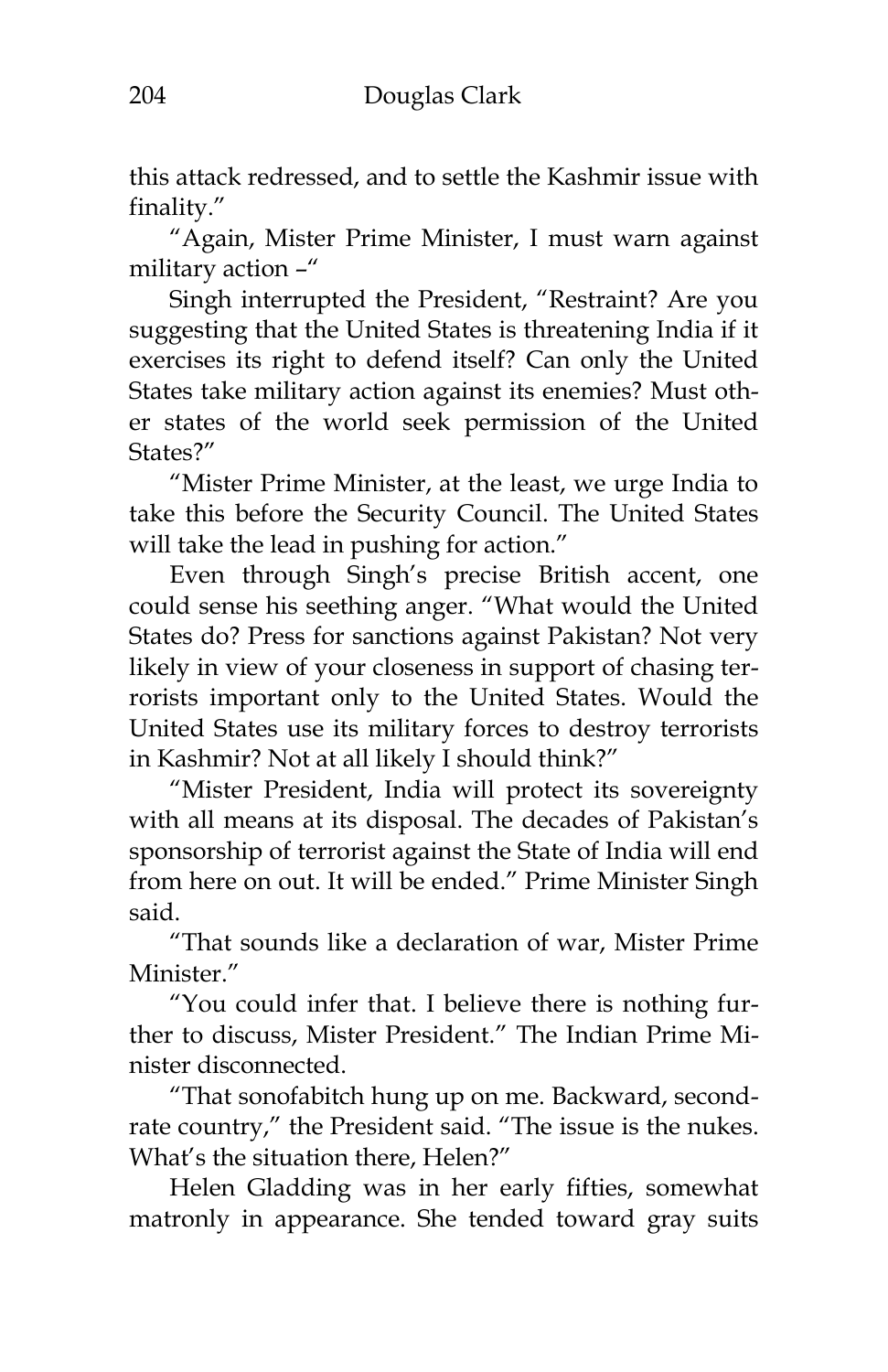this attack redressed, and to settle the Kashmir issue with finality."

"Again, Mister Prime Minister, I must warn against military action –"

Singh interrupted the President, "Restraint? Are you suggesting that the United States is threatening India if it exercises its right to defend itself? Can only the United States take military action against its enemies? Must other states of the world seek permission of the United States?"

"Mister Prime Minister, at the least, we urge India to take this before the Security Council. The United States will take the lead in pushing for action."

Even through Singh's precise British accent, one could sense his seething anger. "What would the United States do? Press for sanctions against Pakistan? Not very likely in view of your closeness in support of chasing terrorists important only to the United States. Would the United States use its military forces to destroy terrorists in Kashmir? Not at all likely I should think?"

"Mister President, India will protect its sovereignty with all means at its disposal. The decades of Pakistan's sponsorship of terrorist against the State of India will end from here on out. It will be ended." Prime Minister Singh said.

"That sounds like a declaration of war, Mister Prime Minister."

"You could infer that. I believe there is nothing further to discuss, Mister President." The Indian Prime Minister disconnected.

"That sonofabitch hung up on me. Backward, second-rate country," the President said. "The issue is the nukes. What's the situation there, Helen?"

Helen Gladding was in her early fifties, somewhat matronly in appearance. She tended toward gray suits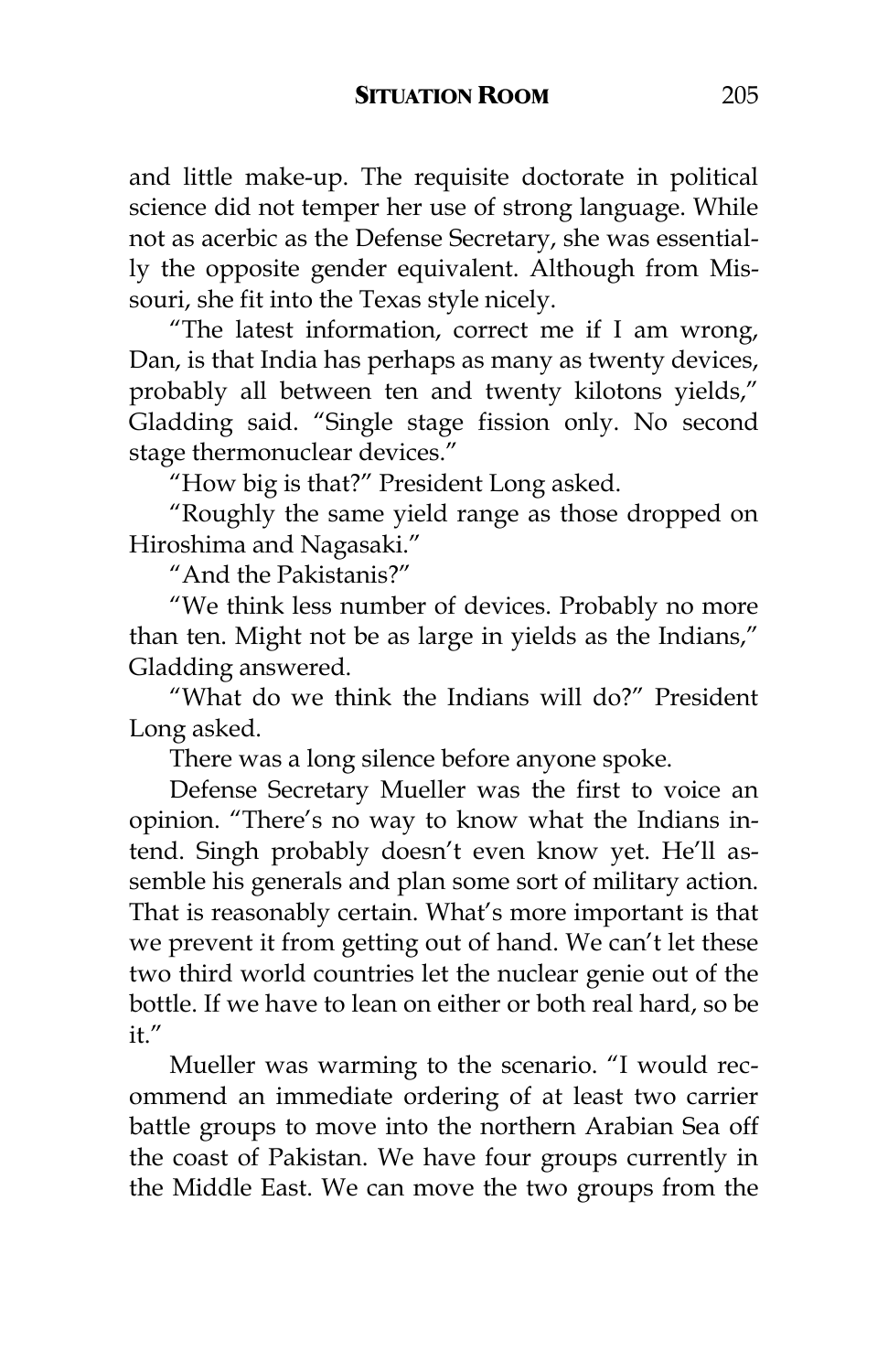and little make-up. The requisite doctorate in political science did not temper her use of strong language. While not as acerbic as the Defense Secretary, she was essentially the opposite gender equivalent. Although from Missouri, she fit into the Texas style nicely.

"The latest information, correct me if I am wrong, Dan, is that India has perhaps as many as twenty devices, probably all between ten and twenty kilotons yields," Gladding said. "Single stage fission only. No second stage thermonuclear devices."

"How big is that?" President Long asked.

"Roughly the same yield range as those dropped on Hiroshima and Nagasaki."

"And the Pakistanis?"

"We think less number of devices. Probably no more than ten. Might not be as large in yields as the Indians," Gladding answered.

"What do we think the Indians will do?" President Long asked.

There was a long silence before anyone spoke.

Defense Secretary Mueller was the first to voice an opinion. "There's no way to know what the Indians intend. Singh probably doesn't even know yet. He'll assemble his generals and plan some sort of military action. That is reasonably certain. What's more important is that we prevent it from getting out of hand. We can't let these two third world countries let the nuclear genie out of the bottle. If we have to lean on either or both real hard, so be it."

Mueller was warming to the scenario. "I would recommend an immediate ordering of at least two carrier battle groups to move into the northern Arabian Sea off the coast of Pakistan. We have four groups currently in the Middle East. We can move the two groups from the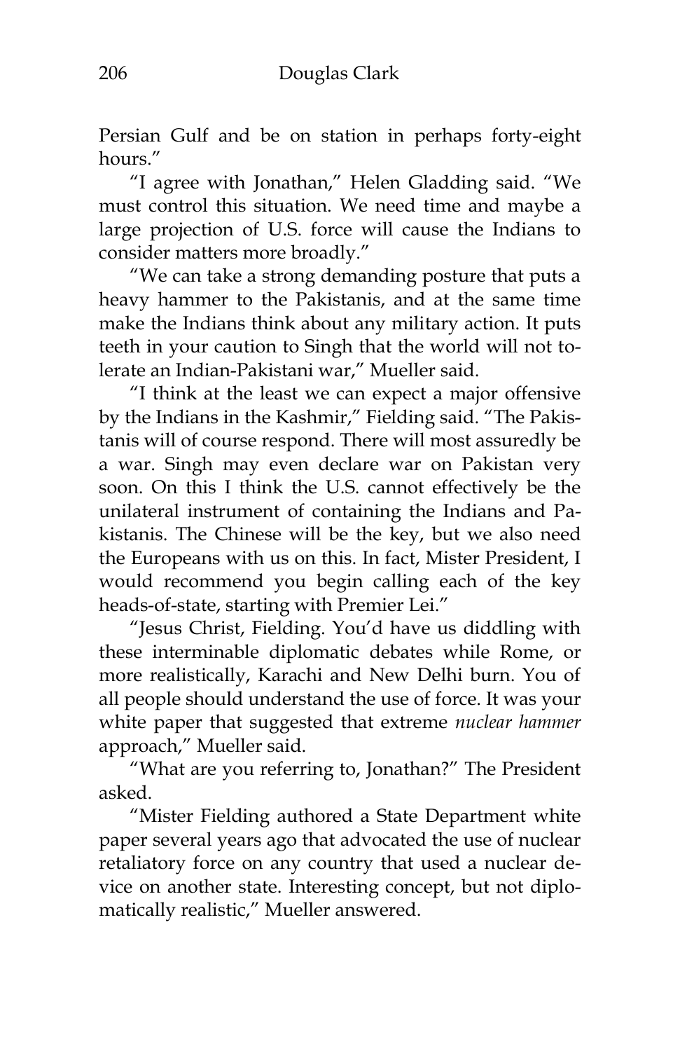Persian Gulf and be on station in perhaps forty-eight hours."

"I agree with Jonathan," Helen Gladding said. "We must control this situation. We need time and maybe a large projection of U.S. force will cause the Indians to consider matters more broadly."

"We can take a strong demanding posture that puts a heavy hammer to the Pakistanis, and at the same time make the Indians think about any military action. It puts teeth in your caution to Singh that the world will not tolerate an Indian-Pakistani war," Mueller said.

"I think at the least we can expect a major offensive by the Indians in the Kashmir," Fielding said. "The Pakistanis will of course respond. There will most assuredly be a war. Singh may even declare war on Pakistan very soon. On this I think the U.S. cannot effectively be the unilateral instrument of containing the Indians and Pakistanis. The Chinese will be the key, but we also need the Europeans with us on this. In fact, Mister President, I would recommend you begin calling each of the key heads-of-state, starting with Premier Lei."

"Jesus Christ, Fielding. You'd have us diddling with these interminable diplomatic debates while Rome, or more realistically, Karachi and New Delhi burn. You of all people should understand the use of force. It was your white paper that suggested that extreme *nuclear hammer* approach," Mueller said.

"What are you referring to, Jonathan?" The President asked.

"Mister Fielding authored a State Department white paper several years ago that advocated the use of nuclear retaliatory force on any country that used a nuclear device on another state. Interesting concept, but not diplomatically realistic," Mueller answered.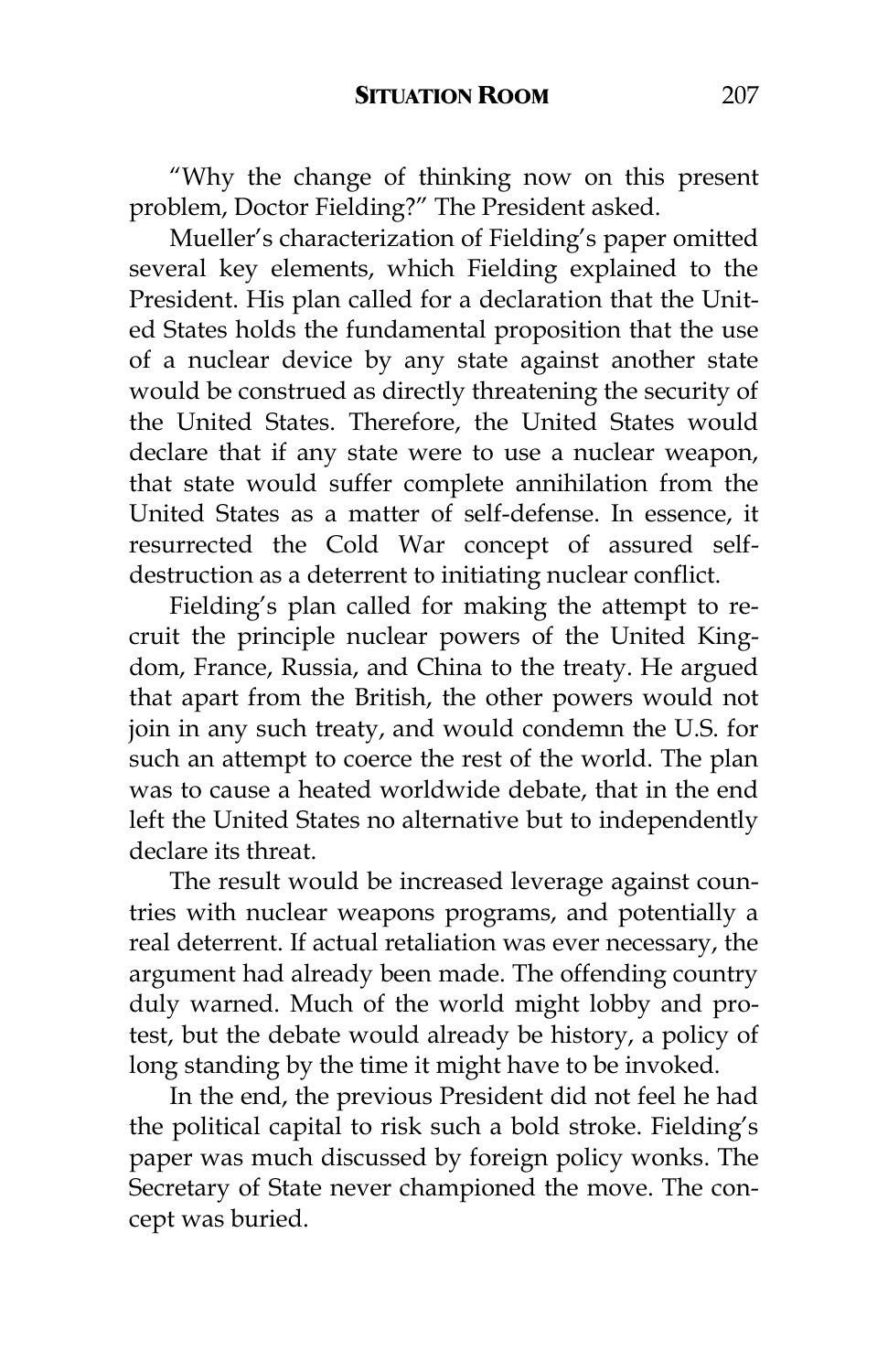“Why the change of thinking now on this present problem, Doctor Fielding?” The President asked.

Mueller’s characterization of Fielding’s paper omitted several key elements, which Fielding explained to the President. His plan called for a declaration that the United States holds the fundamental proposition that the use of a nuclear device by any state against another state would be construed as directly threatening the security of the United States. Therefore, the United States would declare that if any state were to use a nuclear weapon, that state would suffer complete annihilation from the United States as a matter of self-defense. In essence, it resurrected the Cold War concept of assured self-destruction as a deterrent to initiating nuclear conflict.

Fielding’s plan called for making the attempt to recruit the principle nuclear powers of the United Kingdom, France, Russia, and China to the treaty. He argued that apart from the British, the other powers would not join in any such treaty, and would condemn the U.S. for such an attempt to coerce the rest of the world. The plan was to cause a heated worldwide debate, that in the end left the United States no alternative but to independently declare its threat.

The result would be increased leverage against countries with nuclear weapons programs, and potentially a real deterrent. If actual retaliation was ever necessary, the argument had already been made. The offending country duly warned. Much of the world might lobby and protest, but the debate would already be history, a policy of long standing by the time it might have to be invoked.

In the end, the previous President did not feel he had the political capital to risk such a bold stroke. Fielding’s paper was much discussed by foreign policy wonks. The Secretary of State never championed the move. The concept was buried.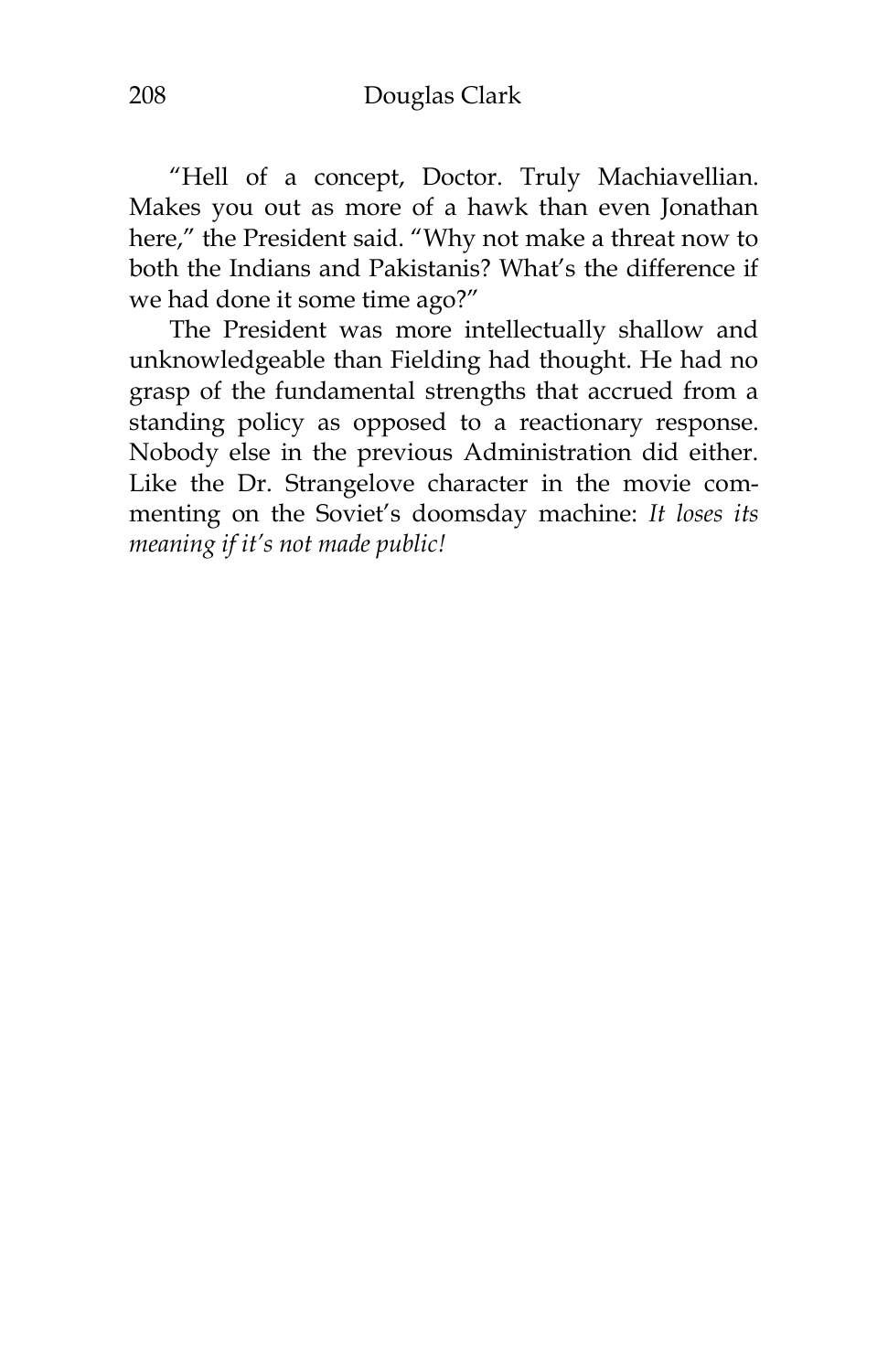"Hell of a concept, Doctor. Truly Machiavellian. Makes you out as more of a hawk than even Jonathan here," the President said. "Why not make a threat now to both the Indians and Pakistanis? What's the difference if we had done it some time ago?"

The President was more intellectually shallow and unknowledgeable than Fielding had thought. He had no grasp of the fundamental strengths that accrued from a standing policy as opposed to a reactionary response. Nobody else in the previous Administration did either. Like the Dr. Strangelove character in the movie commenting on the Soviet's doomsday machine: *It loses its meaning if it's not made public!*